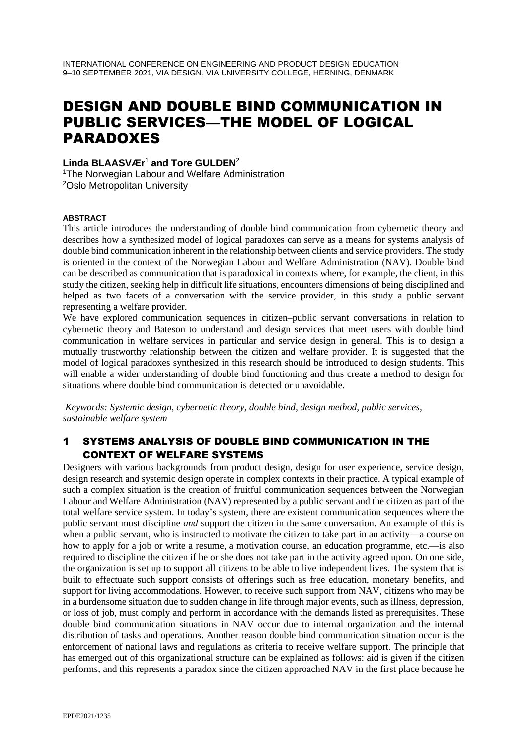INTERNATIONAL CONFERENCE ON ENGINEERING AND PRODUCT DESIGN EDUCATION
9–10 SEPTEMBER 2021, VIA DESIGN, VIA UNIVERSITY COLLEGE, HERNING, DENMARK

# DESIGN AND DOUBLE BIND COMMUNICATION IN PUBLIC SERVICES—THE MODEL OF LOGICAL PARADOXES

**Linda BLAASVÆr**[1] **and Tore GULDEN**[2]

[1]The Norwegian Labour and Welfare Administration
[2]Oslo Metropolitan University

#### ABSTRACT

This article introduces the understanding of double bind communication from cybernetic theory and describes how a synthesized model of logical paradoxes can serve as a means for systems analysis of double bind communication inherent in the relationship between clients and service providers. The study is oriented in the context of the Norwegian Labour and Welfare Administration (NAV). Double bind can be described as communication that is paradoxical in contexts where, for example, the client, in this study the citizen, seeking help in difficult life situations, encounters dimensions of being disciplined and helped as two facets of a conversation with the service provider, in this study a public servant representing a welfare provider.

We have explored communication sequences in citizen–public servant conversations in relation to cybernetic theory and Bateson to understand and design services that meet users with double bind communication in welfare services in particular and service design in general. This is to design a mutually trustworthy relationship between the citizen and welfare provider. It is suggested that the model of logical paradoxes synthesized in this research should be introduced to design students. This will enable a wider understanding of double bind functioning and thus create a method to design for situations where double bind communication is detected or unavoidable.

*Keywords: Systemic design, cybernetic theory, double bind, design method, public services, sustainable welfare system*

## 1 SYSTEMS ANALYSIS OF DOUBLE BIND COMMUNICATION IN THE CONTEXT OF WELFARE SYSTEMS

Designers with various backgrounds from product design, design for user experience, service design, design research and systemic design operate in complex contexts in their practice. A typical example of such a complex situation is the creation of fruitful communication sequences between the Norwegian Labour and Welfare Administration (NAV) represented by a public servant and the citizen as part of the total welfare service system. In today's system, there are existent communication sequences where the public servant must discipline *and* support the citizen in the same conversation. An example of this is when a public servant, who is instructed to motivate the citizen to take part in an activity—a course on how to apply for a job or write a resume, a motivation course, an education programme, etc.—is also required to discipline the citizen if he or she does not take part in the activity agreed upon. On one side, the organization is set up to support all citizens to be able to live independent lives. The system that is built to effectuate such support consists of offerings such as free education, monetary benefits, and support for living accommodations. However, to receive such support from NAV, citizens who may be in a burdensome situation due to sudden change in life through major events, such as illness, depression, or loss of job, must comply and perform in accordance with the demands listed as prerequisites. These double bind communication situations in NAV occur due to internal organization and the internal distribution of tasks and operations. Another reason double bind communication situation occur is the enforcement of national laws and regulations as criteria to receive welfare support. The principle that has emerged out of this organizational structure can be explained as follows: aid is given if the citizen performs, and this represents a paradox since the citizen approached NAV in the first place because he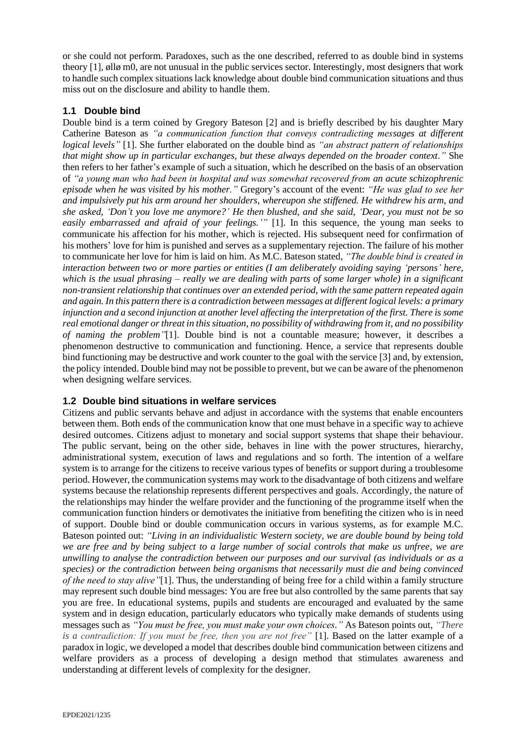or she could not perform. Paradoxes, such as the one described, referred to as double bind in systems theory [1], øllø m0, are not unusual in the public services sector. Interestingly, most designers that work to handle such complex situations lack knowledge about double bind communication situations and thus miss out on the disclosure and ability to handle them.

### 1.1 Double bind

Double bind is a term coined by Gregory Bateson [2] and is briefly described by his daughter Mary Catherine Bateson as *"a communication function that conveys contradicting messages at different logical levels"* [1]. She further elaborated on the double bind as *"an abstract pattern of relationships that might show up in particular exchanges, but these always depended on the broader context."* She then refers to her father's example of such a situation, which he described on the basis of an observation of *"a young man who had been in hospital and was somewhat recovered from an acute schizophrenic episode when he was visited by his mother."* Gregory's account of the event: *"He was glad to see her and impulsively put his arm around her shoulders, whereupon she stiffened. He withdrew his arm, and she asked, 'Don't you love me anymore?' He then blushed, and she said, 'Dear, you must not be so easily embarrassed and afraid of your feelings.'"* [1]. In this sequence, the young man seeks to communicate his affection for his mother, which is rejected. His subsequent need for confirmation of his mothers' love for him is punished and serves as a supplementary rejection. The failure of his mother to communicate her love for him is laid on him. As M.C. Bateson stated, *"The double bind is created in interaction between two or more parties or entities (I am deliberately avoiding saying 'persons' here, which is the usual phrasing – really we are dealing with parts of some larger whole) in a significant non-transient relationship that continues over an extended period, with the same pattern repeated again and again. In this pattern there is a contradiction between messages at different logical levels: a primary injunction and a second injunction at another level affecting the interpretation of the first. There is some real emotional danger or threat in this situation, no possibility of withdrawing from it, and no possibility of naming the problem"*[1]. Double bind is not a countable measure; however, it describes a phenomenon destructive to communication and functioning. Hence, a service that represents double bind functioning may be destructive and work counter to the goal with the service [3] and, by extension, the policy intended. Double bind may not be possible to prevent, but we can be aware of the phenomenon when designing welfare services.

### 1.2 Double bind situations in welfare services

Citizens and public servants behave and adjust in accordance with the systems that enable encounters between them. Both ends of the communication know that one must behave in a specific way to achieve desired outcomes. Citizens adjust to monetary and social support systems that shape their behaviour. The public servant, being on the other side, behaves in line with the power structures, hierarchy, administrational system, execution of laws and regulations and so forth. The intention of a welfare system is to arrange for the citizens to receive various types of benefits or support during a troublesome period. However, the communication systems may work to the disadvantage of both citizens and welfare systems because the relationship represents different perspectives and goals. Accordingly, the nature of the relationships may hinder the welfare provider and the functioning of the programme itself when the communication function hinders or demotivates the initiative from benefiting the citizen who is in need of support. Double bind or double communication occurs in various systems, as for example M.C. Bateson pointed out: *"Living in an individualistic Western society, we are double bound by being told we are free and by being subject to a large number of social controls that make us unfree, we are unwilling to analyse the contradiction between our purposes and our survival (as individuals or as a species) or the contradiction between being organisms that necessarily must die and being convinced of the need to stay alive"*[1]. Thus, the understanding of being free for a child within a family structure may represent such double bind messages: You are free but also controlled by the same parents that say you are free. In educational systems, pupils and students are encouraged and evaluated by the same system and in design education, particularly educators who typically make demands of students using messages such as *"You must be free, you must make your own choices."* As Bateson points out, *"There is a contradiction: If you must be free, then you are not free"* [1]. Based on the latter example of a paradox in logic, we developed a model that describes double bind communication between citizens and welfare providers as a process of developing a design method that stimulates awareness and understanding at different levels of complexity for the designer.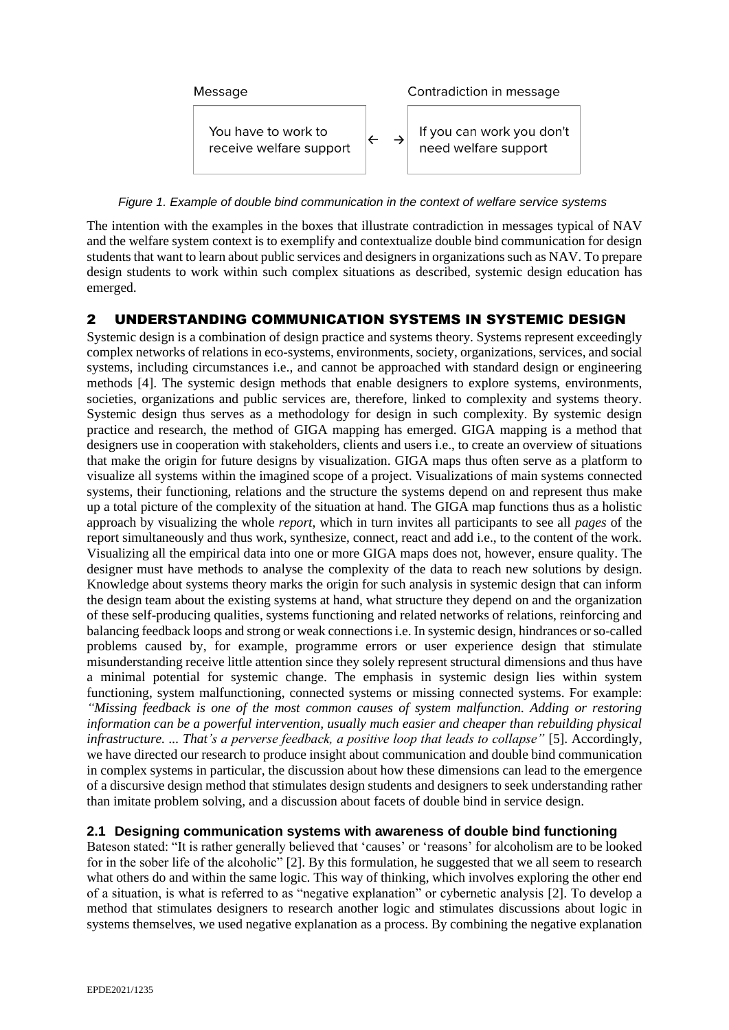| Message | | Contradiction in message |
|---|---|---|
| You have to work to receive welfare support | ← → | If you can work you don't need welfare support |

*Figure 1. Example of double bind communication in the context of welfare service systems*

The intention with the examples in the boxes that illustrate contradiction in messages typical of NAV and the welfare system context is to exemplify and contextualize double bind communication for design students that want to learn about public services and designers in organizations such as NAV. To prepare design students to work within such complex situations as described, systemic design education has emerged.

## 2 UNDERSTANDING COMMUNICATION SYSTEMS IN SYSTEMIC DESIGN

Systemic design is a combination of design practice and systems theory. Systems represent exceedingly complex networks of relations in eco-systems, environments, society, organizations, services, and social systems, including circumstances i.e., and cannot be approached with standard design or engineering methods [4]. The systemic design methods that enable designers to explore systems, environments, societies, organizations and public services are, therefore, linked to complexity and systems theory. Systemic design thus serves as a methodology for design in such complexity. By systemic design practice and research, the method of GIGA mapping has emerged. GIGA mapping is a method that designers use in cooperation with stakeholders, clients and users i.e., to create an overview of situations that make the origin for future designs by visualization. GIGA maps thus often serve as a platform to visualize all systems within the imagined scope of a project. Visualizations of main systems connected systems, their functioning, relations and the structure the systems depend on and represent thus make up a total picture of the complexity of the situation at hand. The GIGA map functions thus as a holistic approach by visualizing the whole *report*, which in turn invites all participants to see all *pages* of the report simultaneously and thus work, synthesize, connect, react and add i.e., to the content of the work. Visualizing all the empirical data into one or more GIGA maps does not, however, ensure quality. The designer must have methods to analyse the complexity of the data to reach new solutions by design. Knowledge about systems theory marks the origin for such analysis in systemic design that can inform the design team about the existing systems at hand, what structure they depend on and the organization of these self-producing qualities, systems functioning and related networks of relations, reinforcing and balancing feedback loops and strong or weak connections i.e. In systemic design, hindrances or so-called problems caused by, for example, programme errors or user experience design that stimulate misunderstanding receive little attention since they solely represent structural dimensions and thus have a minimal potential for systemic change. The emphasis in systemic design lies within system functioning, system malfunctioning, connected systems or missing connected systems. For example: *"Missing feedback is one of the most common causes of system malfunction. Adding or restoring information can be a powerful intervention, usually much easier and cheaper than rebuilding physical infrastructure. ... That's a perverse feedback, a positive loop that leads to collapse"* [5]. Accordingly, we have directed our research to produce insight about communication and double bind communication in complex systems in particular, the discussion about how these dimensions can lead to the emergence of a discursive design method that stimulates design students and designers to seek understanding rather than imitate problem solving, and a discussion about facets of double bind in service design.

### 2.1 Designing communication systems with awareness of double bind functioning

Bateson stated: "It is rather generally believed that 'causes' or 'reasons' for alcoholism are to be looked for in the sober life of the alcoholic" [2]. By this formulation, he suggested that we all seem to research what others do and within the same logic. This way of thinking, which involves exploring the other end of a situation, is what is referred to as "negative explanation" or cybernetic analysis [2]. To develop a method that stimulates designers to research another logic and stimulates discussions about logic in systems themselves, we used negative explanation as a process. By combining the negative explanation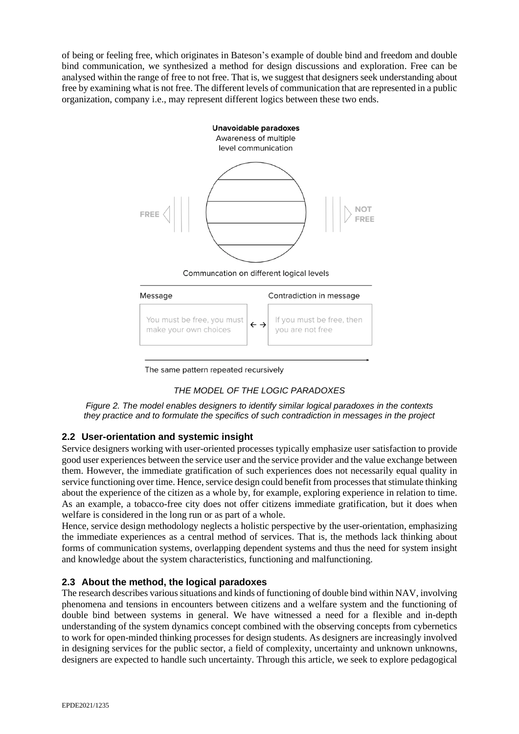of being or feeling free, which originates in Bateson's example of double bind and freedom and double bind communication, we synthesized a method for design discussions and exploration. Free can be analysed within the range of free to not free. That is, we suggest that designers seek understanding about free by examining what is not free. The different levels of communication that are represented in a public organization, company i.e., may represent different logics between these two ends.

**Unavoidable paradoxes**
Awareness of multiple level communication

FREE ◁ ||| ||| ▷ NOT FREE

Communcation on different logical levels

| Message | | Contradiction in message |
|---|---|---|
| You must be free, you must make your own choices | ← → | If you must be free, then you are not free |

The same pattern repeated recursively

*THE MODEL OF THE LOGIC PARADOXES*

*Figure 2. The model enables designers to identify similar logical paradoxes in the contexts they practice and to formulate the specifics of such contradiction in messages in the project*

## 2.2 User-orientation and systemic insight

Service designers working with user-oriented processes typically emphasize user satisfaction to provide good user experiences between the service user and the service provider and the value exchange between them. However, the immediate gratification of such experiences does not necessarily equal quality in service functioning over time. Hence, service design could benefit from processes that stimulate thinking about the experience of the citizen as a whole by, for example, exploring experience in relation to time. As an example, a tobacco-free city does not offer citizens immediate gratification, but it does when welfare is considered in the long run or as part of a whole.

Hence, service design methodology neglects a holistic perspective by the user-orientation, emphasizing the immediate experiences as a central method of services. That is, the methods lack thinking about forms of communication systems, overlapping dependent systems and thus the need for system insight and knowledge about the system characteristics, functioning and malfunctioning.

## 2.3 About the method, the logical paradoxes

The research describes various situations and kinds of functioning of double bind within NAV, involving phenomena and tensions in encounters between citizens and a welfare system and the functioning of double bind between systems in general. We have witnessed a need for a flexible and in-depth understanding of the system dynamics concept combined with the observing concepts from cybernetics to work for open-minded thinking processes for design students. As designers are increasingly involved in designing services for the public sector, a field of complexity, uncertainty and unknown unknowns, designers are expected to handle such uncertainty. Through this article, we seek to explore pedagogical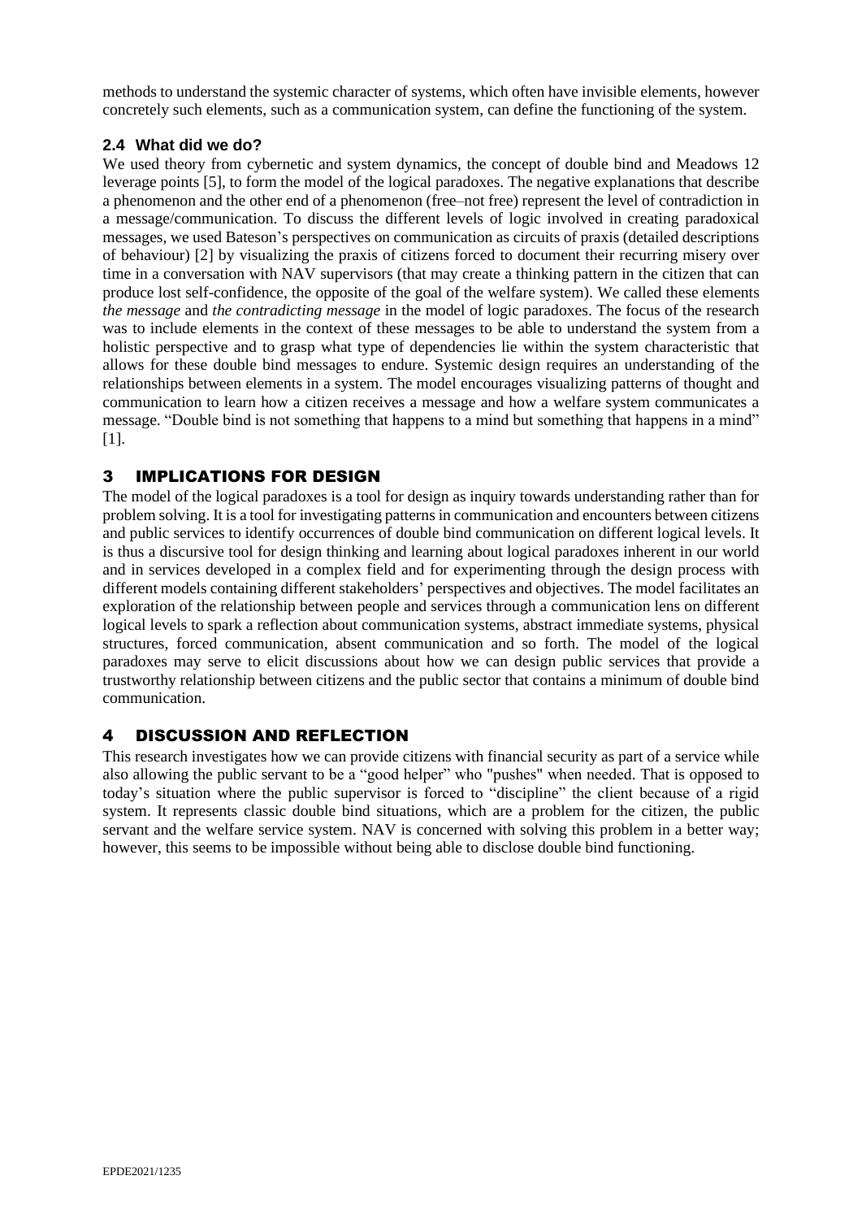methods to understand the systemic character of systems, which often have invisible elements, however concretely such elements, such as a communication system, can define the functioning of the system.

### 2.4 What did we do?

We used theory from cybernetic and system dynamics, the concept of double bind and Meadows 12 leverage points [5], to form the model of the logical paradoxes. The negative explanations that describe a phenomenon and the other end of a phenomenon (free–not free) represent the level of contradiction in a message/communication. To discuss the different levels of logic involved in creating paradoxical messages, we used Bateson's perspectives on communication as circuits of praxis (detailed descriptions of behaviour) [2] by visualizing the praxis of citizens forced to document their recurring misery over time in a conversation with NAV supervisors (that may create a thinking pattern in the citizen that can produce lost self-confidence, the opposite of the goal of the welfare system). We called these elements *the message* and *the contradicting message* in the model of logic paradoxes. The focus of the research was to include elements in the context of these messages to be able to understand the system from a holistic perspective and to grasp what type of dependencies lie within the system characteristic that allows for these double bind messages to endure. Systemic design requires an understanding of the relationships between elements in a system. The model encourages visualizing patterns of thought and communication to learn how a citizen receives a message and how a welfare system communicates a message. "Double bind is not something that happens to a mind but something that happens in a mind" [1].

## 3 IMPLICATIONS FOR DESIGN

The model of the logical paradoxes is a tool for design as inquiry towards understanding rather than for problem solving. It is a tool for investigating patterns in communication and encounters between citizens and public services to identify occurrences of double bind communication on different logical levels. It is thus a discursive tool for design thinking and learning about logical paradoxes inherent in our world and in services developed in a complex field and for experimenting through the design process with different models containing different stakeholders' perspectives and objectives. The model facilitates an exploration of the relationship between people and services through a communication lens on different logical levels to spark a reflection about communication systems, abstract immediate systems, physical structures, forced communication, absent communication and so forth. The model of the logical paradoxes may serve to elicit discussions about how we can design public services that provide a trustworthy relationship between citizens and the public sector that contains a minimum of double bind communication.

## 4 DISCUSSION AND REFLECTION

This research investigates how we can provide citizens with financial security as part of a service while also allowing the public servant to be a "good helper" who "pushes" when needed. That is opposed to today's situation where the public supervisor is forced to "discipline" the client because of a rigid system. It represents classic double bind situations, which are a problem for the citizen, the public servant and the welfare service system. NAV is concerned with solving this problem in a better way; however, this seems to be impossible without being able to disclose double bind functioning.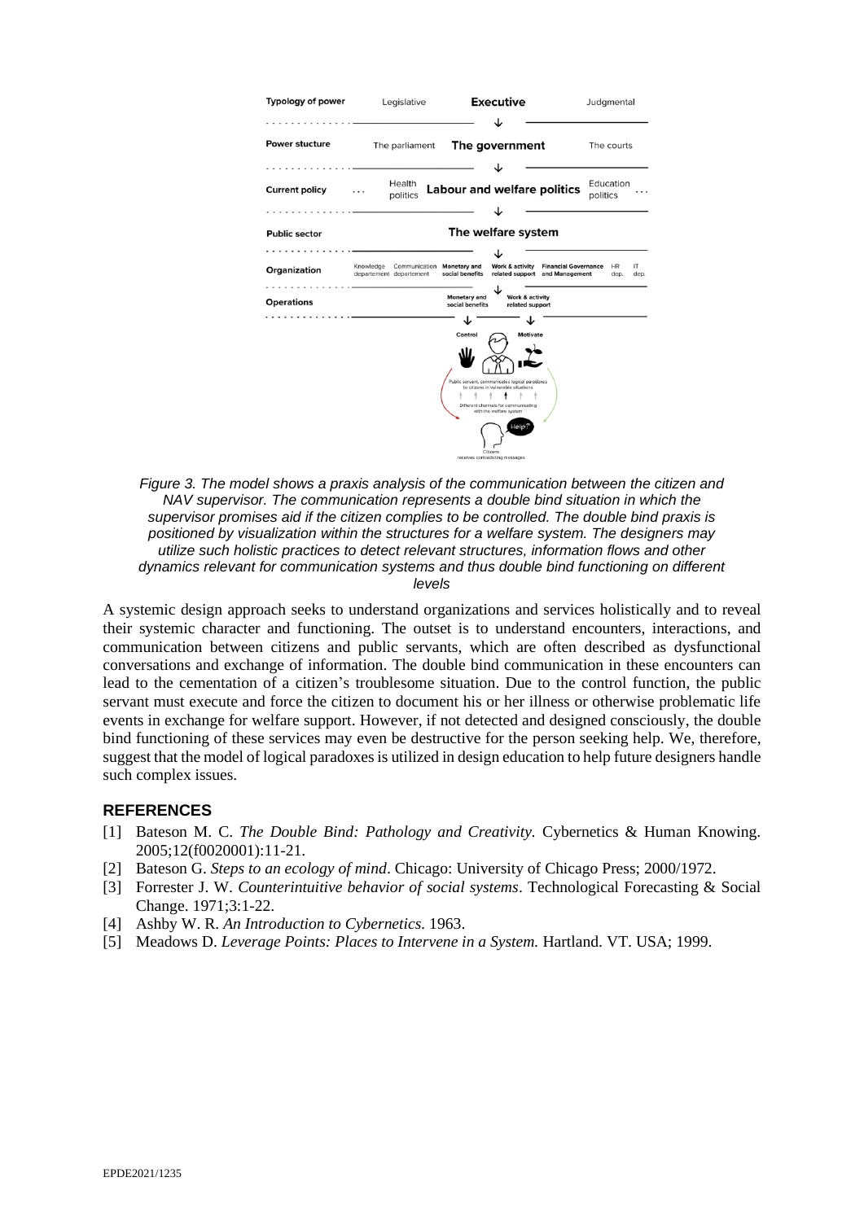Typology of power
Legislative
Executive
Judgmental

Power stucture
The parliament
The government
The courts

Current policy
...
Health politics
Labour and welfare politics
Education politics
...

Public sector
The welfare system

Organization
Knowledge departement
Communication departement
Monetary and social benefits
Work & activity related support
Financial Governance and Management
HR dep.
IT dep.

Operations
Monetary and social benefits
Work & activity related support

Control
Motivate

Public servant, communicates logical paradoxes to citizens in vulnerable situations

Different channels for communicating with the welfare system

Help?

Citizens receives contradicting messages

*Figure 3. The model shows a praxis analysis of the communication between the citizen and NAV supervisor. The communication represents a double bind situation in which the supervisor promises aid if the citizen complies to be controlled. The double bind praxis is positioned by visualization within the structures for a welfare system. The designers may utilize such holistic practices to detect relevant structures, information flows and other dynamics relevant for communication systems and thus double bind functioning on different levels*

A systemic design approach seeks to understand organizations and services holistically and to reveal their systemic character and functioning. The outset is to understand encounters, interactions, and communication between citizens and public servants, which are often described as dysfunctional conversations and exchange of information. The double bind communication in these encounters can lead to the cementation of a citizen's troublesome situation. Due to the control function, the public servant must execute and force the citizen to document his or her illness or otherwise problematic life events in exchange for welfare support. However, if not detected and designed consciously, the double bind functioning of these services may even be destructive for the person seeking help. We, therefore, suggest that the model of logical paradoxes is utilized in design education to help future designers handle such complex issues.

## REFERENCES

[1] Bateson M. C. *The Double Bind: Pathology and Creativity.* Cybernetics & Human Knowing. 2005;12(f0020001):11-21.

[2] Bateson G. *Steps to an ecology of mind*. Chicago: University of Chicago Press; 2000/1972.

[3] Forrester J. W. *Counterintuitive behavior of social systems*. Technological Forecasting & Social Change. 1971;3:1-22.

[4] Ashby W. R. *An Introduction to Cybernetics.* 1963.

[5] Meadows D. *Leverage Points: Places to Intervene in a System.* Hartland. VT. USA; 1999.